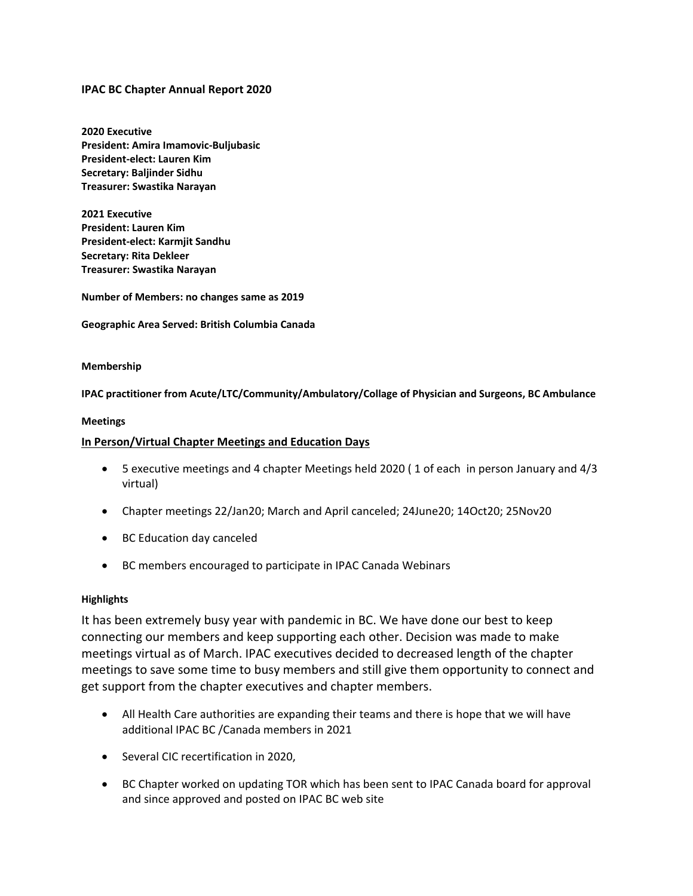# IPAC BC Chapter Annual Report 2020

**2020 Executive**
**President: Amira Imamovic-Buljubasic**
**President-elect: Lauren Kim**
**Secretary: Baljinder Sidhu**
**Treasurer: Swastika Narayan**

**2021 Executive**
**President: Lauren Kim**
**President-elect: Karmjit Sandhu**
**Secretary: Rita Dekleer**
**Treasurer: Swastika Narayan**

**Number of Members: no changes same as 2019**

**Geographic Area Served: British Columbia Canada**

#### Membership

**IPAC practitioner from Acute/LTC/Community/Ambulatory/Collage of Physician and Surgeons, BC Ambulance**

#### Meetings

**In Person/Virtual Chapter Meetings and Education Days**

- 5 executive meetings and 4 chapter Meetings held 2020 ( 1 of each in person January and 4/3 virtual)
- Chapter meetings 22/Jan20; March and April canceled; 24June20; 14Oct20; 25Nov20
- BC Education day canceled
- BC members encouraged to participate in IPAC Canada Webinars

#### Highlights

It has been extremely busy year with pandemic in BC. We have done our best to keep connecting our members and keep supporting each other. Decision was made to make meetings virtual as of March. IPAC executives decided to decreased length of the chapter meetings to save some time to busy members and still give them opportunity to connect and get support from the chapter executives and chapter members.

- All Health Care authorities are expanding their teams and there is hope that we will have additional IPAC BC /Canada members in 2021
- Several CIC recertification in 2020,
- BC Chapter worked on updating TOR which has been sent to IPAC Canada board for approval and since approved and posted on IPAC BC web site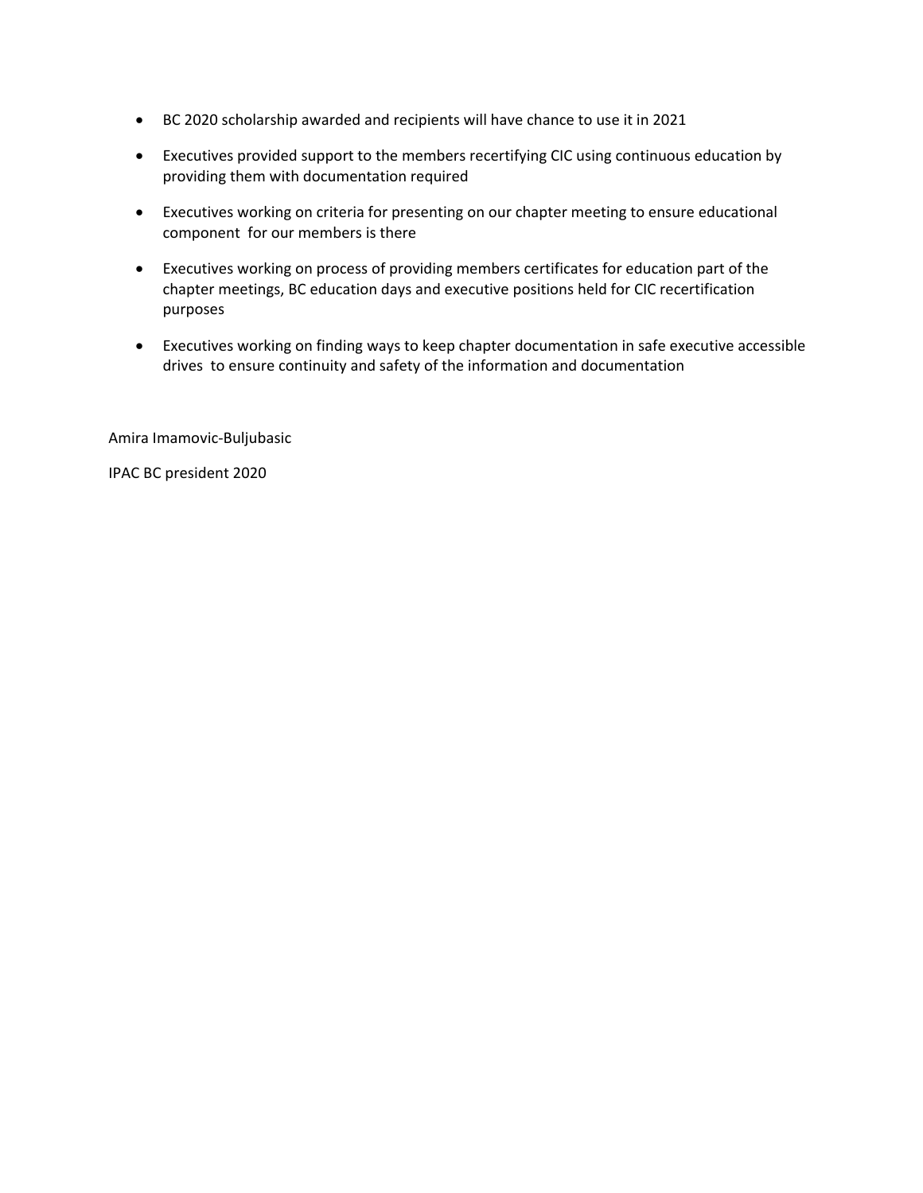- BC 2020 scholarship awarded and recipients will have chance to use it in 2021
- Executives provided support to the members recertifying CIC using continuous education by providing them with documentation required
- Executives working on criteria for presenting on our chapter meeting to ensure educational component for our members is there
- Executives working on process of providing members certificates for education part of the chapter meetings, BC education days and executive positions held for CIC recertification purposes
- Executives working on finding ways to keep chapter documentation in safe executive accessible drives to ensure continuity and safety of the information and documentation

Amira Imamovic-Buljubasic

IPAC BC president 2020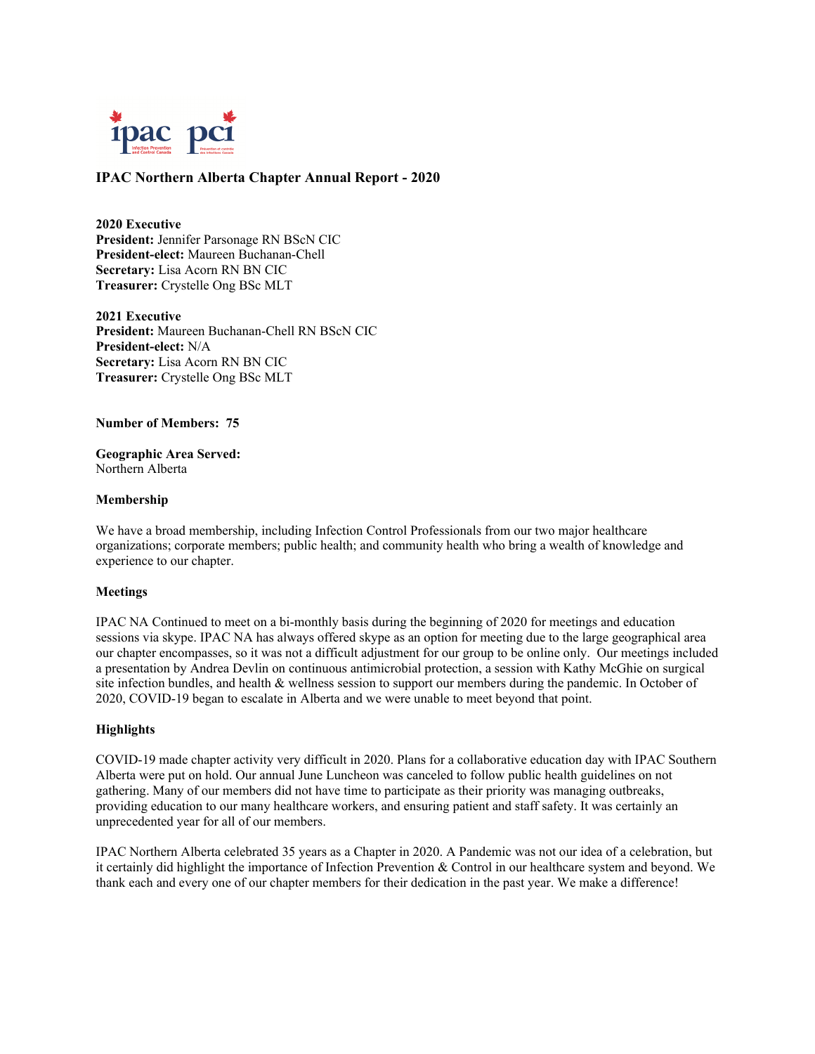## IPAC Northern Alberta Chapter Annual Report - 2020

**2020 Executive**
**President:** Jennifer Parsonage RN BScN CIC
**President-elect:** Maureen Buchanan-Chell
**Secretary:** Lisa Acorn RN BN CIC
**Treasurer:** Crystelle Ong BSc MLT

**2021 Executive**
**President:** Maureen Buchanan-Chell RN BScN CIC
**President-elect:** N/A
**Secretary:** Lisa Acorn RN BN CIC
**Treasurer:** Crystelle Ong BSc MLT

**Number of Members: 75**

**Geographic Area Served:**
Northern Alberta

### Membership

We have a broad membership, including Infection Control Professionals from our two major healthcare organizations; corporate members; public health; and community health who bring a wealth of knowledge and experience to our chapter.

### Meetings

IPAC NA Continued to meet on a bi-monthly basis during the beginning of 2020 for meetings and education sessions via skype. IPAC NA has always offered skype as an option for meeting due to the large geographical area our chapter encompasses, so it was not a difficult adjustment for our group to be online only. Our meetings included a presentation by Andrea Devlin on continuous antimicrobial protection, a session with Kathy McGhie on surgical site infection bundles, and health & wellness session to support our members during the pandemic. In October of 2020, COVID-19 began to escalate in Alberta and we were unable to meet beyond that point.

### Highlights

COVID-19 made chapter activity very difficult in 2020. Plans for a collaborative education day with IPAC Southern Alberta were put on hold. Our annual June Luncheon was canceled to follow public health guidelines on not gathering. Many of our members did not have time to participate as their priority was managing outbreaks, providing education to our many healthcare workers, and ensuring patient and staff safety. It was certainly an unprecedented year for all of our members.

IPAC Northern Alberta celebrated 35 years as a Chapter in 2020. A Pandemic was not our idea of a celebration, but it certainly did highlight the importance of Infection Prevention & Control in our healthcare system and beyond. We thank each and every one of our chapter members for their dedication in the past year. We make a difference!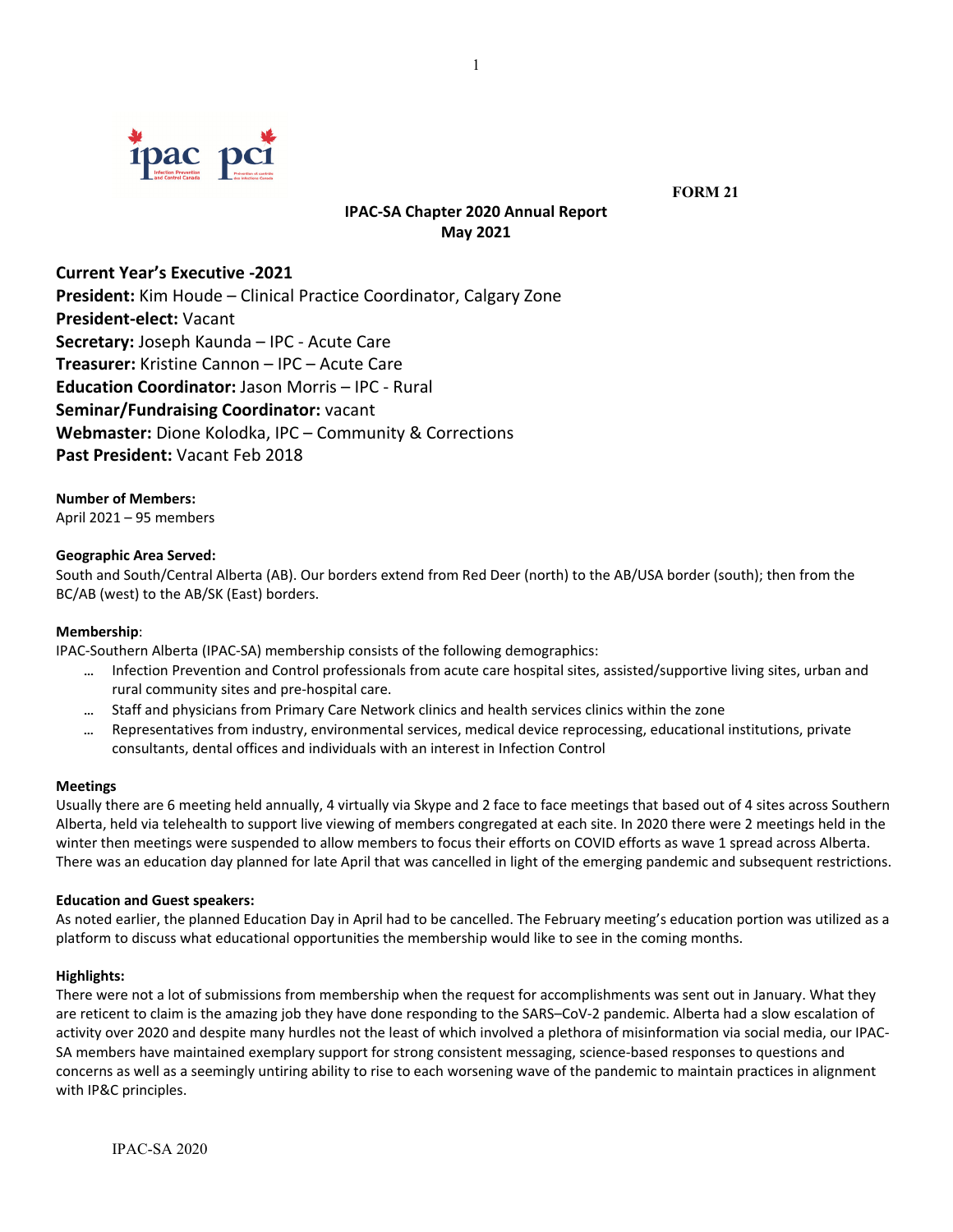FORM 21

## IPAC-SA Chapter 2020 Annual Report
## May 2021

### Current Year's Executive -2021

**President:** Kim Houde – Clinical Practice Coordinator, Calgary Zone
**President-elect:** Vacant
**Secretary:** Joseph Kaunda – IPC - Acute Care
**Treasurer:** Kristine Cannon – IPC – Acute Care
**Education Coordinator:** Jason Morris – IPC - Rural
**Seminar/Fundraising Coordinator:** vacant
**Webmaster:** Dione Kolodka, IPC – Community & Corrections
**Past President:** Vacant Feb 2018

**Number of Members:**
April 2021 – 95 members

**Geographic Area Served:**
South and South/Central Alberta (AB). Our borders extend from Red Deer (north) to the AB/USA border (south); then from the BC/AB (west) to the AB/SK (East) borders.

**Membership**:
IPAC-Southern Alberta (IPAC-SA) membership consists of the following demographics:

- Infection Prevention and Control professionals from acute care hospital sites, assisted/supportive living sites, urban and rural community sites and pre-hospital care.
- Staff and physicians from Primary Care Network clinics and health services clinics within the zone
- Representatives from industry, environmental services, medical device reprocessing, educational institutions, private consultants, dental offices and individuals with an interest in Infection Control

**Meetings**
Usually there are 6 meeting held annually, 4 virtually via Skype and 2 face to face meetings that based out of 4 sites across Southern Alberta, held via telehealth to support live viewing of members congregated at each site. In 2020 there were 2 meetings held in the winter then meetings were suspended to allow members to focus their efforts on COVID efforts as wave 1 spread across Alberta. There was an education day planned for late April that was cancelled in light of the emerging pandemic and subsequent restrictions.

**Education and Guest speakers:**
As noted earlier, the planned Education Day in April had to be cancelled. The February meeting's education portion was utilized as a platform to discuss what educational opportunities the membership would like to see in the coming months.

**Highlights:**
There were not a lot of submissions from membership when the request for accomplishments was sent out in January. What they are reticent to claim is the amazing job they have done responding to the SARS–CoV-2 pandemic. Alberta had a slow escalation of activity over 2020 and despite many hurdles not the least of which involved a plethora of misinformation via social media, our IPAC-SA members have maintained exemplary support for strong consistent messaging, science-based responses to questions and concerns as well as a seemingly untiring ability to rise to each worsening wave of the pandemic to maintain practices in alignment with IP&C principles.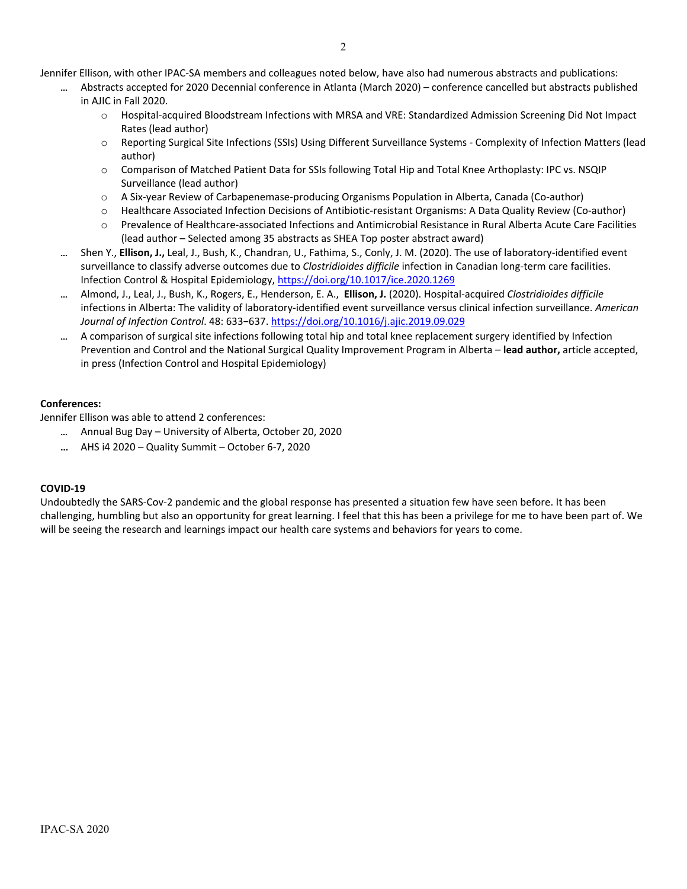Jennifer Ellison, with other IPAC-SA members and colleagues noted below, have also had numerous abstracts and publications:

- Abstracts accepted for 2020 Decennial conference in Atlanta (March 2020) – conference cancelled but abstracts published in AJIC in Fall 2020.
  - Hospital-acquired Bloodstream Infections with MRSA and VRE: Standardized Admission Screening Did Not Impact Rates (lead author)
  - Reporting Surgical Site Infections (SSIs) Using Different Surveillance Systems - Complexity of Infection Matters (lead author)
  - Comparison of Matched Patient Data for SSIs following Total Hip and Total Knee Arthoplasty: IPC vs. NSQIP Surveillance (lead author)
  - A Six-year Review of Carbapenemase-producing Organisms Population in Alberta, Canada (Co-author)
  - Healthcare Associated Infection Decisions of Antibiotic-resistant Organisms: A Data Quality Review (Co-author)
  - Prevalence of Healthcare-associated Infections and Antimicrobial Resistance in Rural Alberta Acute Care Facilities (lead author – Selected among 35 abstracts as SHEA Top poster abstract award)
- Shen Y., **Ellison, J.,** Leal, J., Bush, K., Chandran, U., Fathima, S., Conly, J. M. (2020). The use of laboratory-identified event surveillance to classify adverse outcomes due to *Clostridioides difficile* infection in Canadian long-term care facilities. Infection Control & Hospital Epidemiology, https://doi.org/10.1017/ice.2020.1269
- Almond, J., Leal, J., Bush, K., Rogers, E., Henderson, E. A., **Ellison, J.** (2020). Hospital-acquired *Clostridioides difficile* infections in Alberta: The validity of laboratory-identified event surveillance versus clinical infection surveillance. *American Journal of Infection Control*. 48: 633–637. https://doi.org/10.1016/j.ajic.2019.09.029
- A comparison of surgical site infections following total hip and total knee replacement surgery identified by Infection Prevention and Control and the National Surgical Quality Improvement Program in Alberta – **lead author,** article accepted, in press (Infection Control and Hospital Epidemiology)

**Conferences:**

Jennifer Ellison was able to attend 2 conferences:

- Annual Bug Day – University of Alberta, October 20, 2020
- AHS i4 2020 – Quality Summit – October 6-7, 2020

**COVID-19**

Undoubtedly the SARS-Cov-2 pandemic and the global response has presented a situation few have seen before. It has been challenging, humbling but also an opportunity for great learning. I feel that this has been a privilege for me to have been part of. We will be seeing the research and learnings impact our health care systems and behaviors for years to come.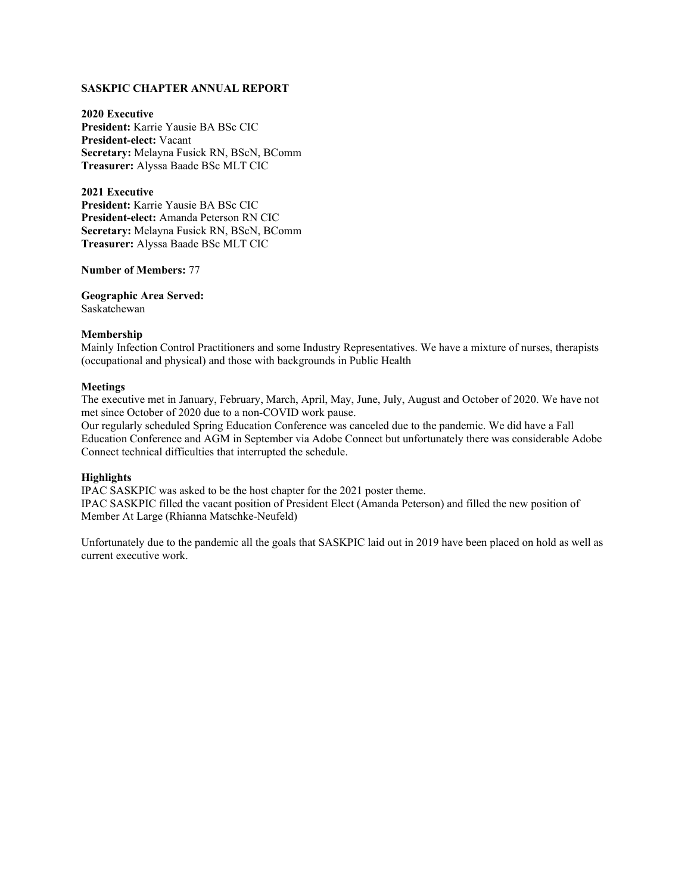# SASKPIC CHAPTER ANNUAL REPORT

**2020 Executive**
**President:** Karrie Yausie BA BSc CIC
**President-elect:** Vacant
**Secretary:** Melayna Fusick RN, BScN, BComm
**Treasurer:** Alyssa Baade BSc MLT CIC

**2021 Executive**
**President:** Karrie Yausie BA BSc CIC
**President-elect:** Amanda Peterson RN CIC
**Secretary:** Melayna Fusick RN, BScN, BComm
**Treasurer:** Alyssa Baade BSc MLT CIC

**Number of Members:** 77

**Geographic Area Served:**
Saskatchewan

**Membership**
Mainly Infection Control Practitioners and some Industry Representatives. We have a mixture of nurses, therapists (occupational and physical) and those with backgrounds in Public Health

**Meetings**
The executive met in January, February, March, April, May, June, July, August and October of 2020. We have not met since October of 2020 due to a non-COVID work pause.
Our regularly scheduled Spring Education Conference was canceled due to the pandemic. We did have a Fall Education Conference and AGM in September via Adobe Connect but unfortunately there was considerable Adobe Connect technical difficulties that interrupted the schedule.

**Highlights**
IPAC SASKPIC was asked to be the host chapter for the 2021 poster theme.
IPAC SASKPIC filled the vacant position of President Elect (Amanda Peterson) and filled the new position of Member At Large (Rhianna Matschke-Neufeld)

Unfortunately due to the pandemic all the goals that SASKPIC laid out in 2019 have been placed on hold as well as current executive work.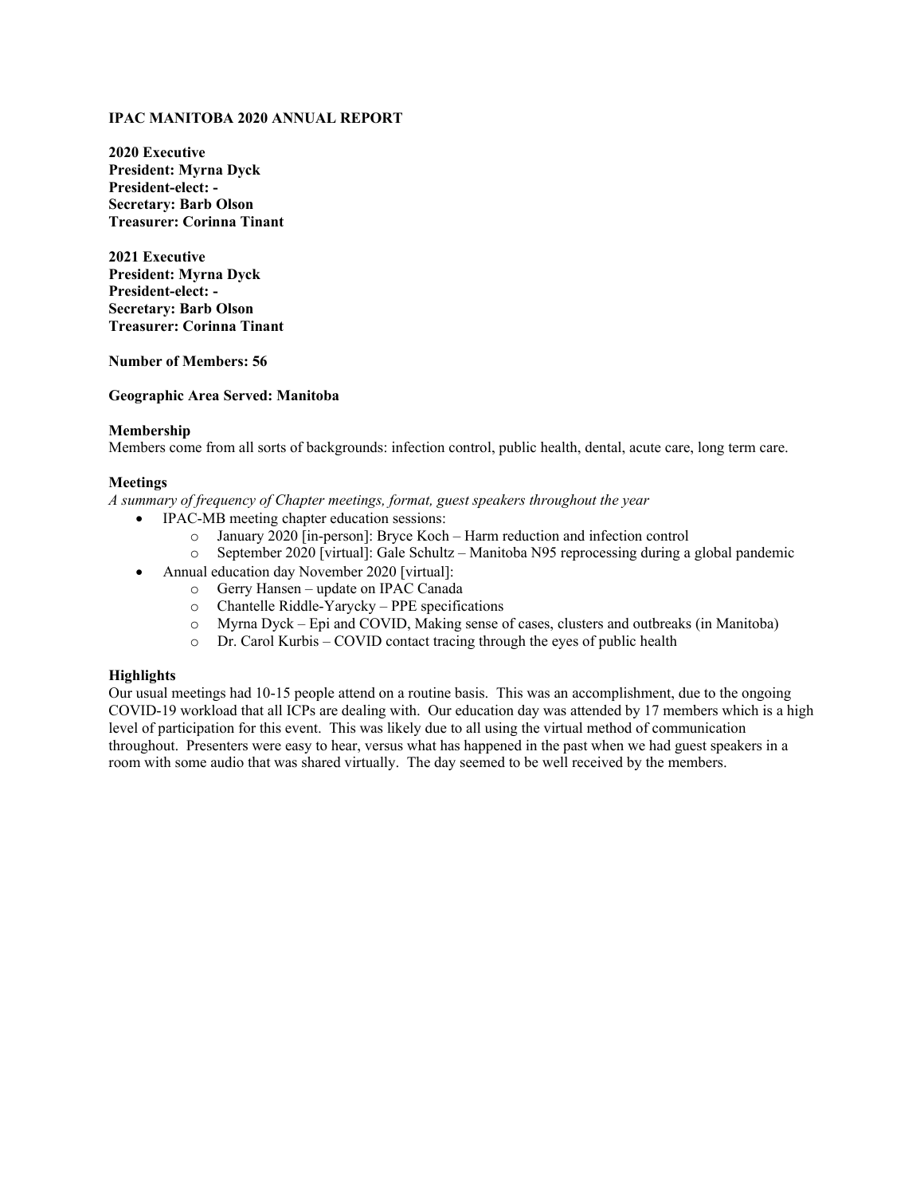**IPAC MANITOBA 2020 ANNUAL REPORT**

**2020 Executive**
**President: Myrna Dyck**
**President-elect: -**
**Secretary: Barb Olson**
**Treasurer: Corinna Tinant**

**2021 Executive**
**President: Myrna Dyck**
**President-elect: -**
**Secretary: Barb Olson**
**Treasurer: Corinna Tinant**

**Number of Members: 56**

**Geographic Area Served: Manitoba**

**Membership**
Members come from all sorts of backgrounds: infection control, public health, dental, acute care, long term care.

**Meetings**
*A summary of frequency of Chapter meetings, format, guest speakers throughout the year*

- IPAC-MB meeting chapter education sessions:
  - January 2020 [in-person]: Bryce Koch – Harm reduction and infection control
  - September 2020 [virtual]: Gale Schultz – Manitoba N95 reprocessing during a global pandemic
- Annual education day November 2020 [virtual]:
  - Gerry Hansen – update on IPAC Canada
  - Chantelle Riddle-Yarycky – PPE specifications
  - Myrna Dyck – Epi and COVID, Making sense of cases, clusters and outbreaks (in Manitoba)
  - Dr. Carol Kurbis – COVID contact tracing through the eyes of public health

**Highlights**
Our usual meetings had 10-15 people attend on a routine basis. This was an accomplishment, due to the ongoing COVID-19 workload that all ICPs are dealing with. Our education day was attended by 17 members which is a high level of participation for this event. This was likely due to all using the virtual method of communication throughout. Presenters were easy to hear, versus what has happened in the past when we had guest speakers in a room with some audio that was shared virtually. The day seemed to be well received by the members.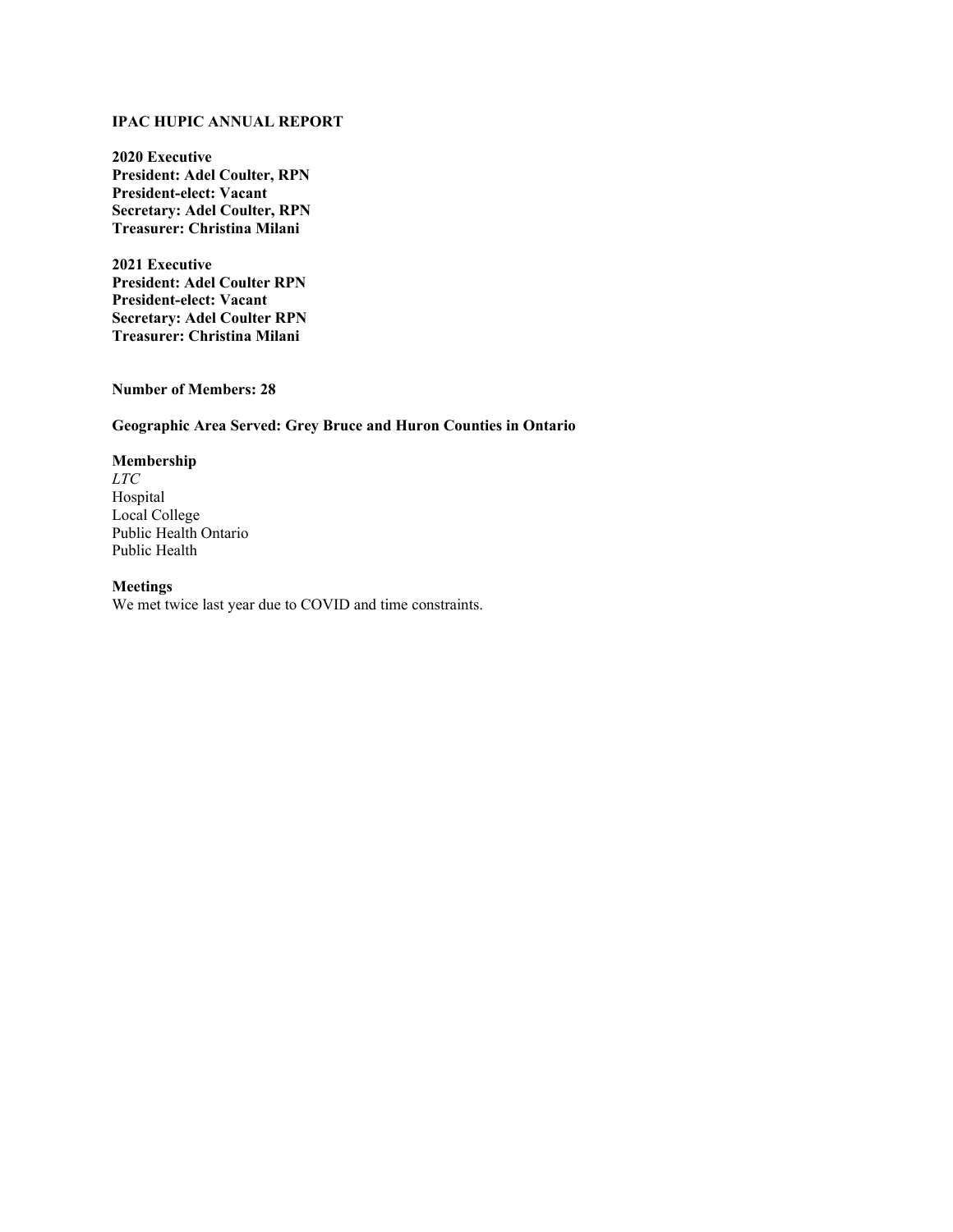# IPAC HUPIC ANNUAL REPORT

**2020 Executive**
**President: Adel Coulter, RPN**
**President-elect: Vacant**
**Secretary: Adel Coulter, RPN**
**Treasurer: Christina Milani**

**2021 Executive**
**President: Adel Coulter RPN**
**President-elect: Vacant**
**Secretary: Adel Coulter RPN**
**Treasurer: Christina Milani**

**Number of Members: 28**

**Geographic Area Served: Grey Bruce and Huron Counties in Ontario**

**Membership**
*LTC*
Hospital
Local College
Public Health Ontario
Public Health

**Meetings**
We met twice last year due to COVID and time constraints.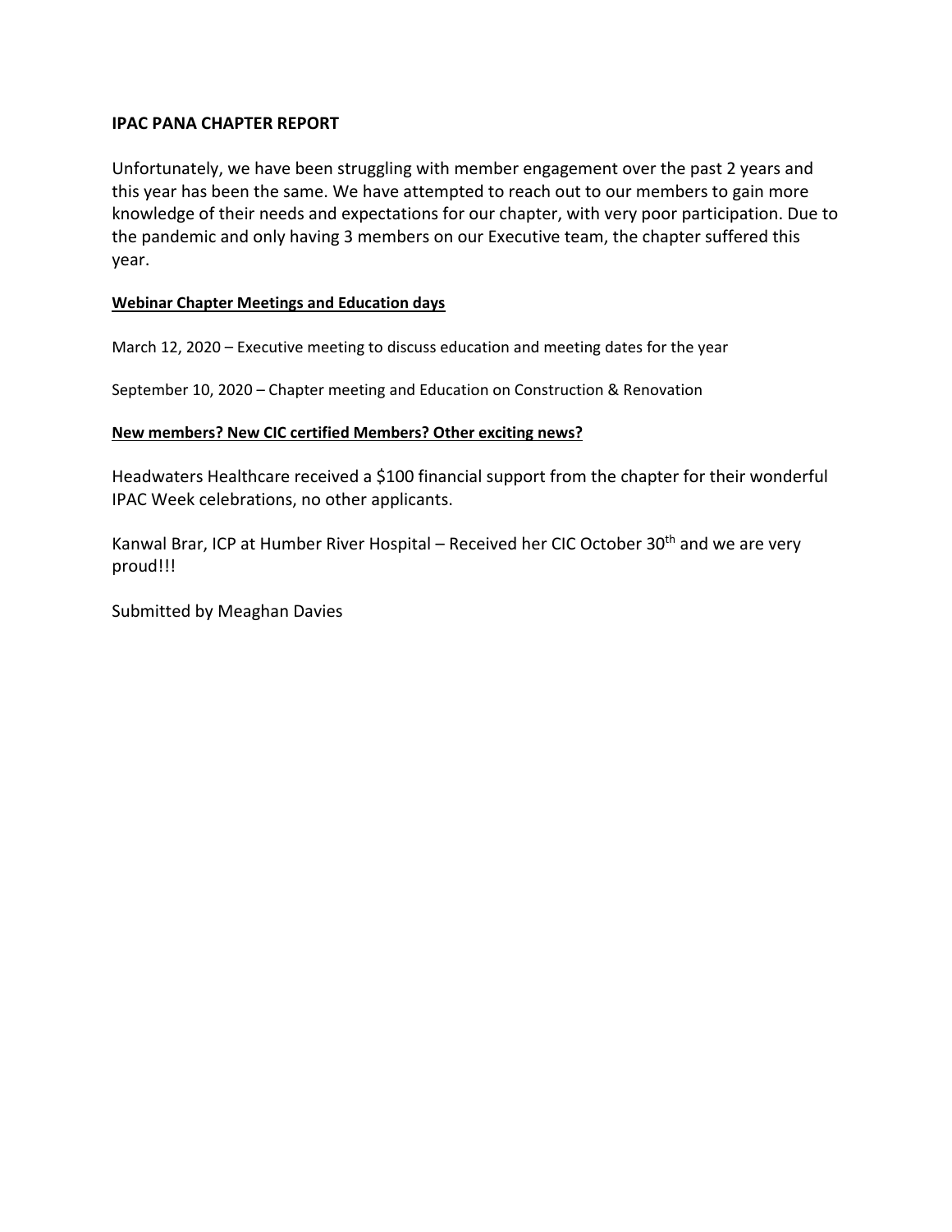## IPAC PANA CHAPTER REPORT

Unfortunately, we have been struggling with member engagement over the past 2 years and this year has been the same. We have attempted to reach out to our members to gain more knowledge of their needs and expectations for our chapter, with very poor participation. Due to the pandemic and only having 3 members on our Executive team, the chapter suffered this year.

### Webinar Chapter Meetings and Education days

March 12, 2020 – Executive meeting to discuss education and meeting dates for the year

September 10, 2020 – Chapter meeting and Education on Construction & Renovation

### New members? New CIC certified Members? Other exciting news?

Headwaters Healthcare received a $100 financial support from the chapter for their wonderful IPAC Week celebrations, no other applicants.

Kanwal Brar, ICP at Humber River Hospital – Received her CIC October 30th and we are very proud!!!

Submitted by Meaghan Davies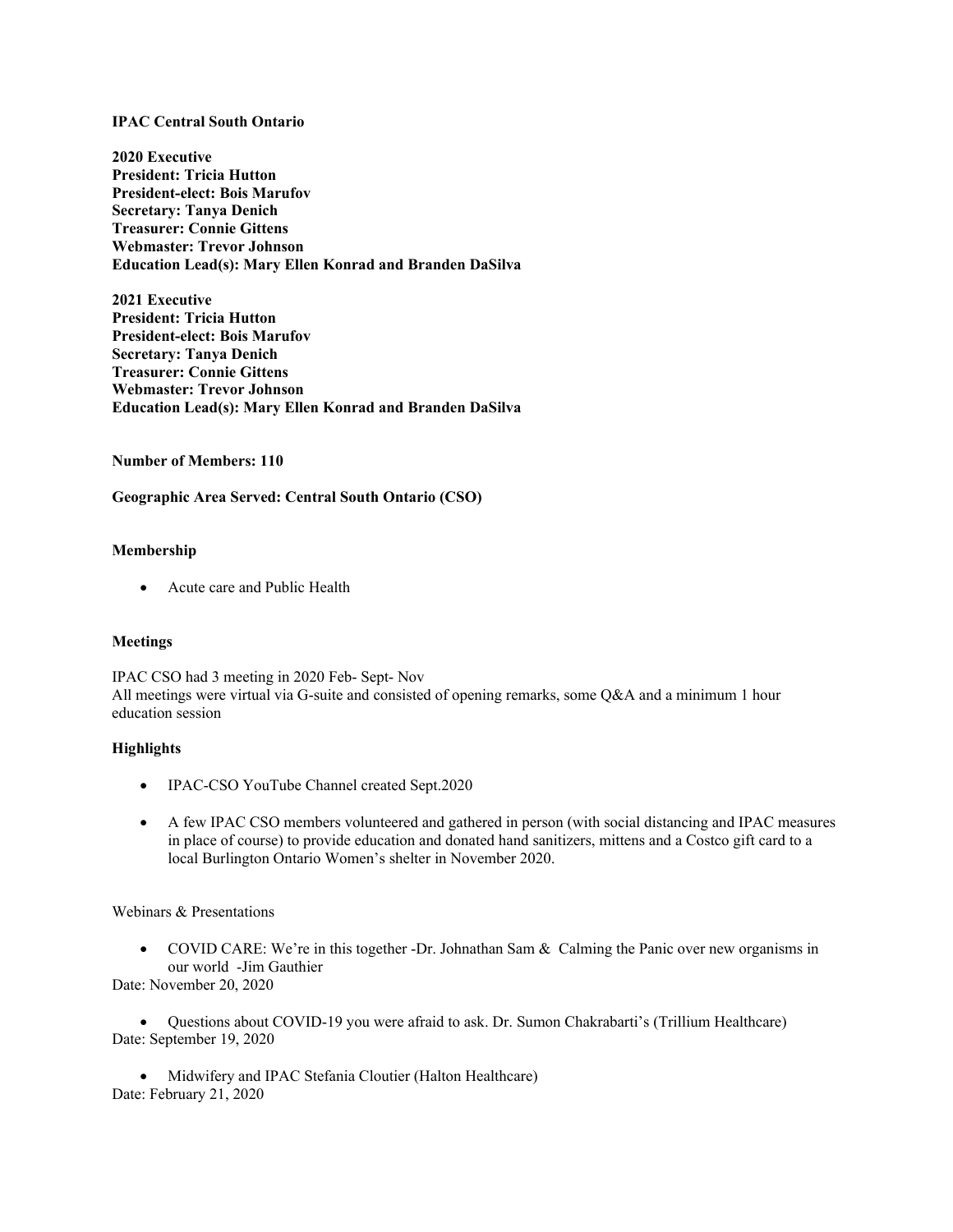**IPAC Central South Ontario**

**2020 Executive**
**President: Tricia Hutton**
**President-elect: Bois Marufov**
**Secretary: Tanya Denich**
**Treasurer: Connie Gittens**
**Webmaster: Trevor Johnson**
**Education Lead(s): Mary Ellen Konrad and Branden DaSilva**

**2021 Executive**
**President: Tricia Hutton**
**President-elect: Bois Marufov**
**Secretary: Tanya Denich**
**Treasurer: Connie Gittens**
**Webmaster: Trevor Johnson**
**Education Lead(s): Mary Ellen Konrad and Branden DaSilva**

**Number of Members: 110**

**Geographic Area Served: Central South Ontario (CSO)**

**Membership**

- Acute care and Public Health

**Meetings**

IPAC CSO had 3 meeting in 2020 Feb- Sept- Nov
All meetings were virtual via G-suite and consisted of opening remarks, some Q&A and a minimum 1 hour education session

**Highlights**

- IPAC-CSO YouTube Channel created Sept.2020
- A few IPAC CSO members volunteered and gathered in person (with social distancing and IPAC measures in place of course) to provide education and donated hand sanitizers, mittens and a Costco gift card to a local Burlington Ontario Women's shelter in November 2020.

Webinars & Presentations

- COVID CARE: We're in this together -Dr. Johnathan Sam & Calming the Panic over new organisms in our world -Jim Gauthier

Date: November 20, 2020

- Questions about COVID-19 you were afraid to ask. Dr. Sumon Chakrabarti's (Trillium Healthcare)

Date: September 19, 2020

- Midwifery and IPAC Stefania Cloutier (Halton Healthcare)

Date: February 21, 2020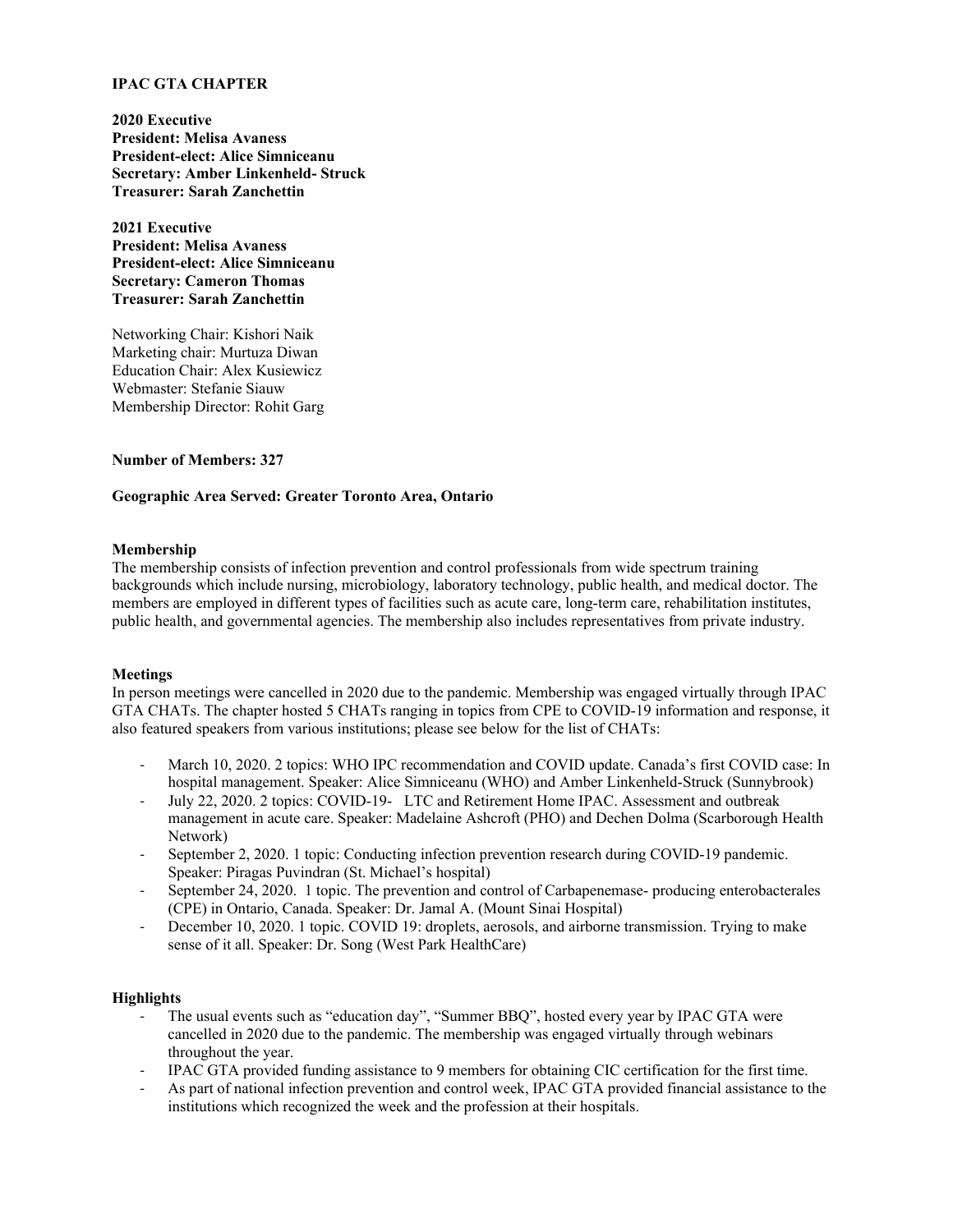**IPAC GTA CHAPTER**

**2020 Executive**
**President: Melisa Avaness**
**President-elect: Alice Simniceanu**
**Secretary: Amber Linkenheld- Struck**
**Treasurer: Sarah Zanchettin**

**2021 Executive**
**President: Melisa Avaness**
**President-elect: Alice Simniceanu**
**Secretary: Cameron Thomas**
**Treasurer: Sarah Zanchettin**

Networking Chair: Kishori Naik
Marketing chair: Murtuza Diwan
Education Chair: Alex Kusiewicz
Webmaster: Stefanie Siauw
Membership Director: Rohit Garg

**Number of Members: 327**

**Geographic Area Served: Greater Toronto Area, Ontario**

**Membership**

The membership consists of infection prevention and control professionals from wide spectrum training backgrounds which include nursing, microbiology, laboratory technology, public health, and medical doctor. The members are employed in different types of facilities such as acute care, long-term care, rehabilitation institutes, public health, and governmental agencies. The membership also includes representatives from private industry.

**Meetings**

In person meetings were cancelled in 2020 due to the pandemic. Membership was engaged virtually through IPAC GTA CHATs. The chapter hosted 5 CHATs ranging in topics from CPE to COVID-19 information and response, it also featured speakers from various institutions; please see below for the list of CHATs:

- March 10, 2020. 2 topics: WHO IPC recommendation and COVID update. Canada's first COVID case: In hospital management. Speaker: Alice Simniceanu (WHO) and Amber Linkenheld-Struck (Sunnybrook)
- July 22, 2020. 2 topics: COVID-19- LTC and Retirement Home IPAC. Assessment and outbreak management in acute care. Speaker: Madelaine Ashcroft (PHO) and Dechen Dolma (Scarborough Health Network)
- September 2, 2020. 1 topic: Conducting infection prevention research during COVID-19 pandemic. Speaker: Piragas Puvindran (St. Michael's hospital)
- September 24, 2020. 1 topic. The prevention and control of Carbapenemase- producing enterobacterales (CPE) in Ontario, Canada. Speaker: Dr. Jamal A. (Mount Sinai Hospital)
- December 10, 2020. 1 topic. COVID 19: droplets, aerosols, and airborne transmission. Trying to make sense of it all. Speaker: Dr. Song (West Park HealthCare)

**Highlights**

- The usual events such as "education day", "Summer BBQ", hosted every year by IPAC GTA were cancelled in 2020 due to the pandemic. The membership was engaged virtually through webinars throughout the year.
- IPAC GTA provided funding assistance to 9 members for obtaining CIC certification for the first time.
- As part of national infection prevention and control week, IPAC GTA provided financial assistance to the institutions which recognized the week and the profession at their hospitals.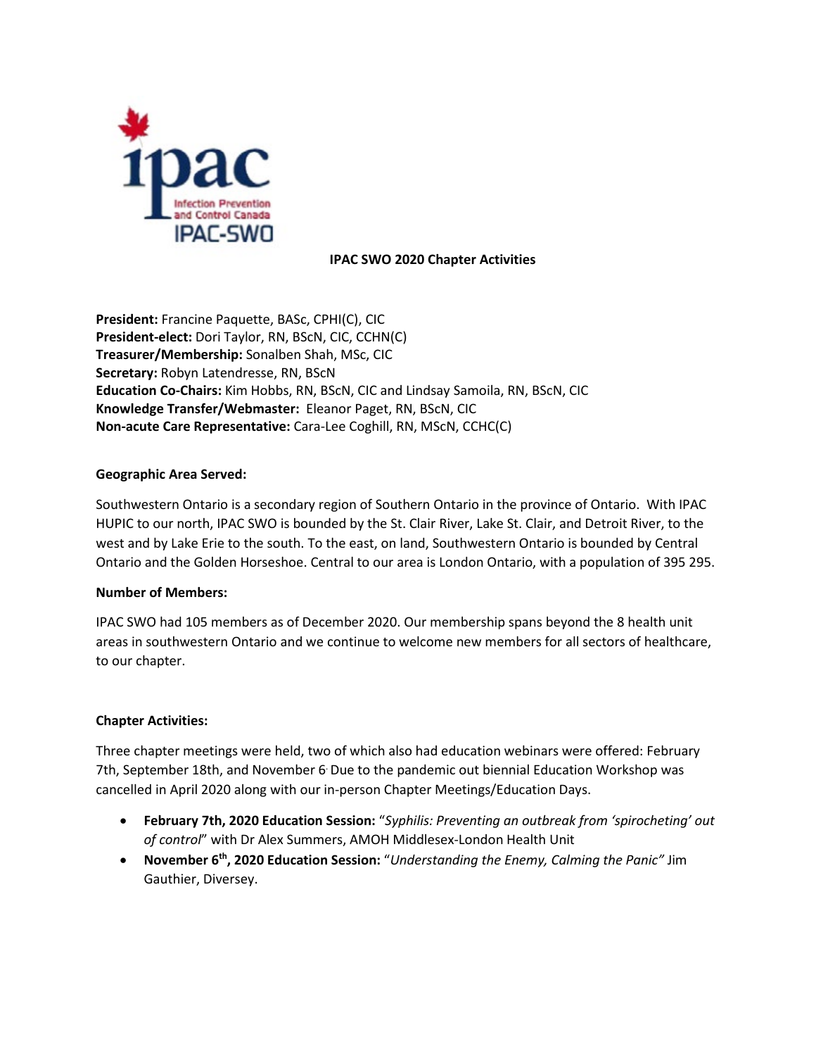**IPAC SWO 2020 Chapter Activities**

**President:** Francine Paquette, BASc, CPHI(C), CIC
**President-elect:** Dori Taylor, RN, BScN, CIC, CCHN(C)
**Treasurer/Membership:** Sonalben Shah, MSc, CIC
**Secretary:** Robyn Latendresse, RN, BScN
**Education Co-Chairs:** Kim Hobbs, RN, BScN, CIC and Lindsay Samoila, RN, BScN, CIC
**Knowledge Transfer/Webmaster:** Eleanor Paget, RN, BScN, CIC
**Non-acute Care Representative:** Cara-Lee Coghill, RN, MScN, CCHC(C)

**Geographic Area Served:**

Southwestern Ontario is a secondary region of Southern Ontario in the province of Ontario. With IPAC HUPIC to our north, IPAC SWO is bounded by the St. Clair River, Lake St. Clair, and Detroit River, to the west and by Lake Erie to the south. To the east, on land, Southwestern Ontario is bounded by Central Ontario and the Golden Horseshoe. Central to our area is London Ontario, with a population of 395 295.

**Number of Members:**

IPAC SWO had 105 members as of December 2020. Our membership spans beyond the 8 health unit areas in southwestern Ontario and we continue to welcome new members for all sectors of healthcare, to our chapter.

**Chapter Activities:**

Three chapter meetings were held, two of which also had education webinars were offered: February 7th, September 18th, and November 6. Due to the pandemic out biennial Education Workshop was cancelled in April 2020 along with our in-person Chapter Meetings/Education Days.

- **February 7th, 2020 Education Session:** "*Syphilis: Preventing an outbreak from 'spirocheting' out of control*" with Dr Alex Summers, AMOH Middlesex-London Health Unit
- **November 6th, 2020 Education Session:** "*Understanding the Enemy, Calming the Panic"* Jim Gauthier, Diversey.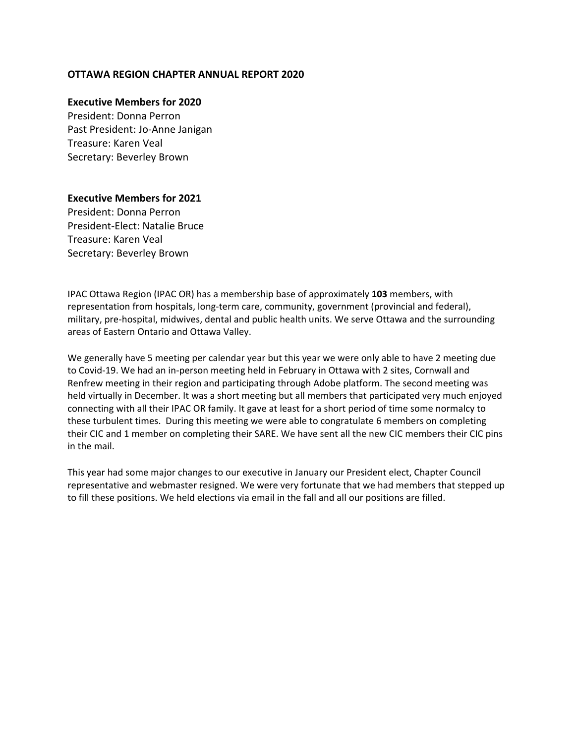# OTTAWA REGION CHAPTER ANNUAL REPORT 2020

## Executive Members for 2020

President: Donna Perron
Past President: Jo-Anne Janigan
Treasure: Karen Veal
Secretary: Beverley Brown

## Executive Members for 2021

President: Donna Perron
President-Elect: Natalie Bruce
Treasure: Karen Veal
Secretary: Beverley Brown

IPAC Ottawa Region (IPAC OR) has a membership base of approximately **103** members, with representation from hospitals, long-term care, community, government (provincial and federal), military, pre-hospital, midwives, dental and public health units. We serve Ottawa and the surrounding areas of Eastern Ontario and Ottawa Valley.

We generally have 5 meeting per calendar year but this year we were only able to have 2 meeting due to Covid-19. We had an in-person meeting held in February in Ottawa with 2 sites, Cornwall and Renfrew meeting in their region and participating through Adobe platform. The second meeting was held virtually in December. It was a short meeting but all members that participated very much enjoyed connecting with all their IPAC OR family. It gave at least for a short period of time some normalcy to these turbulent times. During this meeting we were able to congratulate 6 members on completing their CIC and 1 member on completing their SARE. We have sent all the new CIC members their CIC pins in the mail.

This year had some major changes to our executive in January our President elect, Chapter Council representative and webmaster resigned. We were very fortunate that we had members that stepped up to fill these positions. We held elections via email in the fall and all our positions are filled.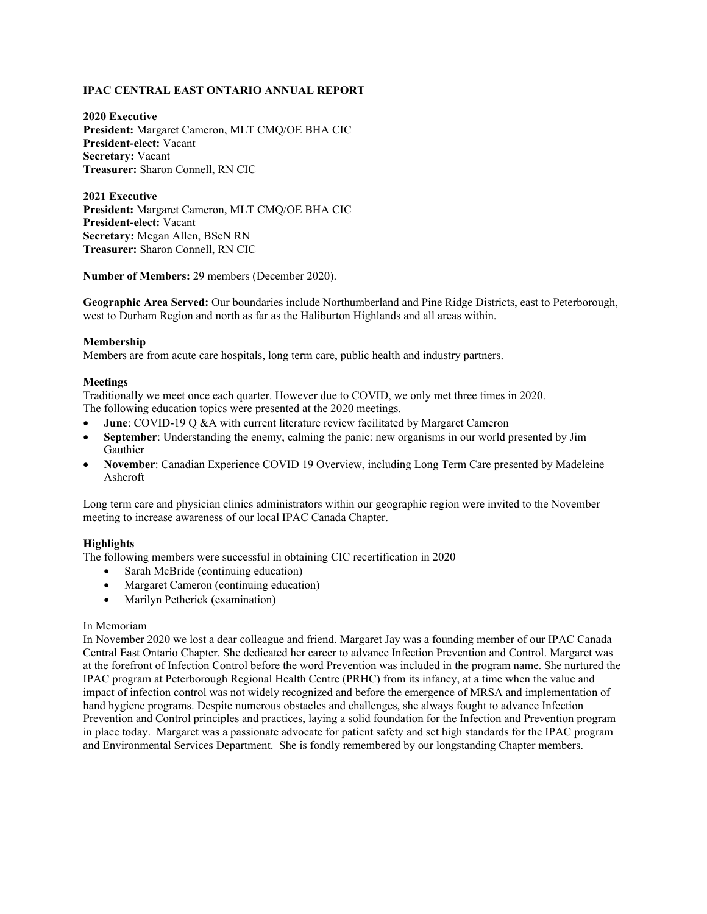# IPAC CENTRAL EAST ONTARIO ANNUAL REPORT

**2020 Executive**
**President:** Margaret Cameron, MLT CMQ/OE BHA CIC
**President-elect:** Vacant
**Secretary:** Vacant
**Treasurer:** Sharon Connell, RN CIC

**2021 Executive**
**President:** Margaret Cameron, MLT CMQ/OE BHA CIC
**President-elect:** Vacant
**Secretary:** Megan Allen, BScN RN
**Treasurer:** Sharon Connell, RN CIC

**Number of Members:** 29 members (December 2020).

**Geographic Area Served:** Our boundaries include Northumberland and Pine Ridge Districts, east to Peterborough, west to Durham Region and north as far as the Haliburton Highlands and all areas within.

**Membership**
Members are from acute care hospitals, long term care, public health and industry partners.

**Meetings**
Traditionally we meet once each quarter. However due to COVID, we only met three times in 2020.
The following education topics were presented at the 2020 meetings.

- **June**: COVID-19 Q &A with current literature review facilitated by Margaret Cameron
- **September**: Understanding the enemy, calming the panic: new organisms in our world presented by Jim Gauthier
- **November**: Canadian Experience COVID 19 Overview, including Long Term Care presented by Madeleine Ashcroft

Long term care and physician clinics administrators within our geographic region were invited to the November meeting to increase awareness of our local IPAC Canada Chapter.

**Highlights**
The following members were successful in obtaining CIC recertification in 2020

- Sarah McBride (continuing education)
- Margaret Cameron (continuing education)
- Marilyn Petherick (examination)

In Memoriam
In November 2020 we lost a dear colleague and friend. Margaret Jay was a founding member of our IPAC Canada Central East Ontario Chapter. She dedicated her career to advance Infection Prevention and Control. Margaret was at the forefront of Infection Control before the word Prevention was included in the program name. She nurtured the IPAC program at Peterborough Regional Health Centre (PRHC) from its infancy, at a time when the value and impact of infection control was not widely recognized and before the emergence of MRSA and implementation of hand hygiene programs. Despite numerous obstacles and challenges, she always fought to advance Infection Prevention and Control principles and practices, laying a solid foundation for the Infection and Prevention program in place today. Margaret was a passionate advocate for patient safety and set high standards for the IPAC program and Environmental Services Department. She is fondly remembered by our longstanding Chapter members.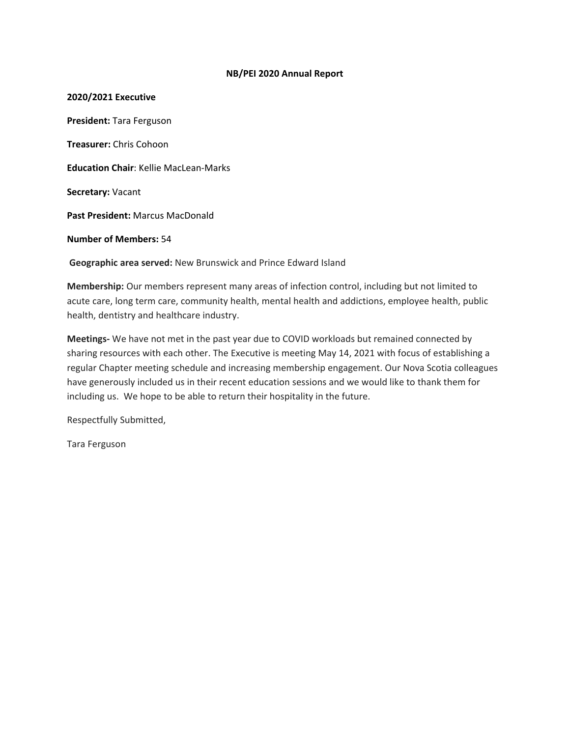**NB/PEI 2020 Annual Report**

**2020/2021 Executive**

**President:** Tara Ferguson

**Treasurer:** Chris Cohoon

**Education Chair**: Kellie MacLean-Marks

**Secretary:** Vacant

**Past President:** Marcus MacDonald

**Number of Members:** 54

**Geographic area served:** New Brunswick and Prince Edward Island

**Membership:** Our members represent many areas of infection control, including but not limited to acute care, long term care, community health, mental health and addictions, employee health, public health, dentistry and healthcare industry.

**Meetings-** We have not met in the past year due to COVID workloads but remained connected by sharing resources with each other. The Executive is meeting May 14, 2021 with focus of establishing a regular Chapter meeting schedule and increasing membership engagement. Our Nova Scotia colleagues have generously included us in their recent education sessions and we would like to thank them for including us. We hope to be able to return their hospitality in the future.

Respectfully Submitted,

Tara Ferguson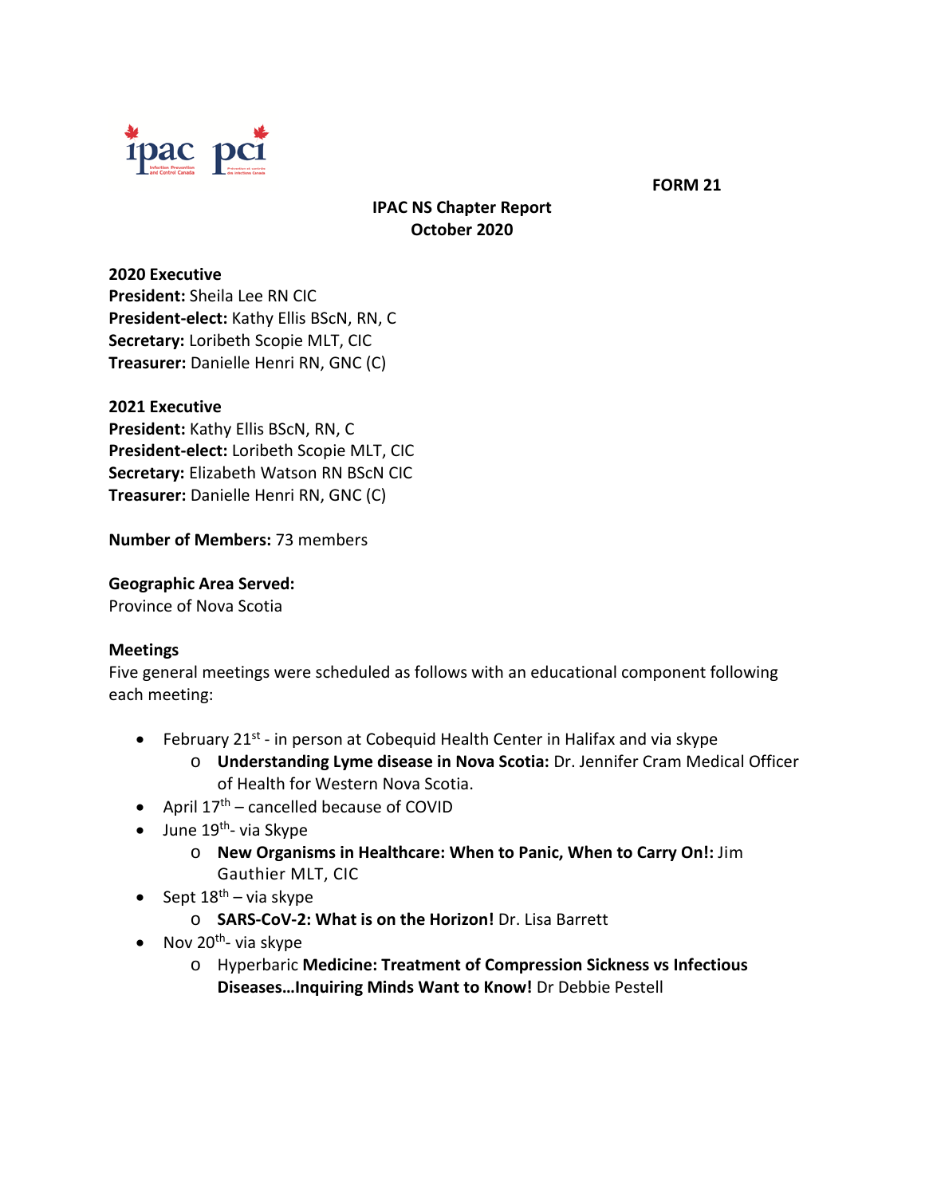FORM 21

# IPAC NS Chapter Report
## October 2020

**2020 Executive**
**President:** Sheila Lee RN CIC
**President-elect:** Kathy Ellis BScN, RN, C
**Secretary:** Loribeth Scopie MLT, CIC
**Treasurer:** Danielle Henri RN, GNC (C)

**2021 Executive**
**President:** Kathy Ellis BScN, RN, C
**President-elect:** Loribeth Scopie MLT, CIC
**Secretary:** Elizabeth Watson RN BScN CIC
**Treasurer:** Danielle Henri RN, GNC (C)

**Number of Members:** 73 members

**Geographic Area Served:**
Province of Nova Scotia

**Meetings**
Five general meetings were scheduled as follows with an educational component following each meeting:

- February 21st - in person at Cobequid Health Center in Halifax and via skype
  - **Understanding Lyme disease in Nova Scotia:** Dr. Jennifer Cram Medical Officer of Health for Western Nova Scotia.
- April 17th – cancelled because of COVID
- June 19th- via Skype
  - **New Organisms in Healthcare: When to Panic, When to Carry On!:** Jim Gauthier MLT, CIC
- Sept 18th – via skype
  - **SARS-CoV-2: What is on the Horizon!** Dr. Lisa Barrett
- Nov 20th- via skype
  - Hyperbaric **Medicine: Treatment of Compression Sickness vs Infectious Diseases…Inquiring Minds Want to Know!** Dr Debbie Pestell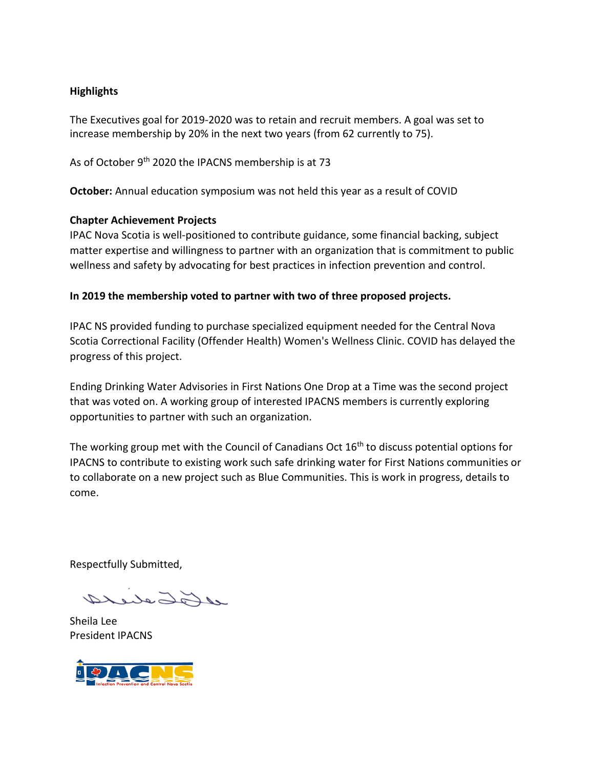**Highlights**

The Executives goal for 2019-2020 was to retain and recruit members. A goal was set to increase membership by 20% in the next two years (from 62 currently to 75).

As of October 9th 2020 the IPACNS membership is at 73

**October:** Annual education symposium was not held this year as a result of COVID

**Chapter Achievement Projects**

IPAC Nova Scotia is well-positioned to contribute guidance, some financial backing, subject matter expertise and willingness to partner with an organization that is commitment to public wellness and safety by advocating for best practices in infection prevention and control.

**In 2019 the membership voted to partner with two of three proposed projects.**

IPAC NS provided funding to purchase specialized equipment needed for the Central Nova Scotia Correctional Facility (Offender Health) Women's Wellness Clinic. COVID has delayed the progress of this project.

Ending Drinking Water Advisories in First Nations One Drop at a Time was the second project that was voted on. A working group of interested IPACNS members is currently exploring opportunities to partner with such an organization.

The working group met with the Council of Canadians Oct 16th to discuss potential options for IPACNS to contribute to existing work such safe drinking water for First Nations communities or to collaborate on a new project such as Blue Communities. This is work in progress, details to come.

Respectfully Submitted,

Sheila Lee
President IPACNS

IPACNS
Infection Prevention and Control Nova Scotia